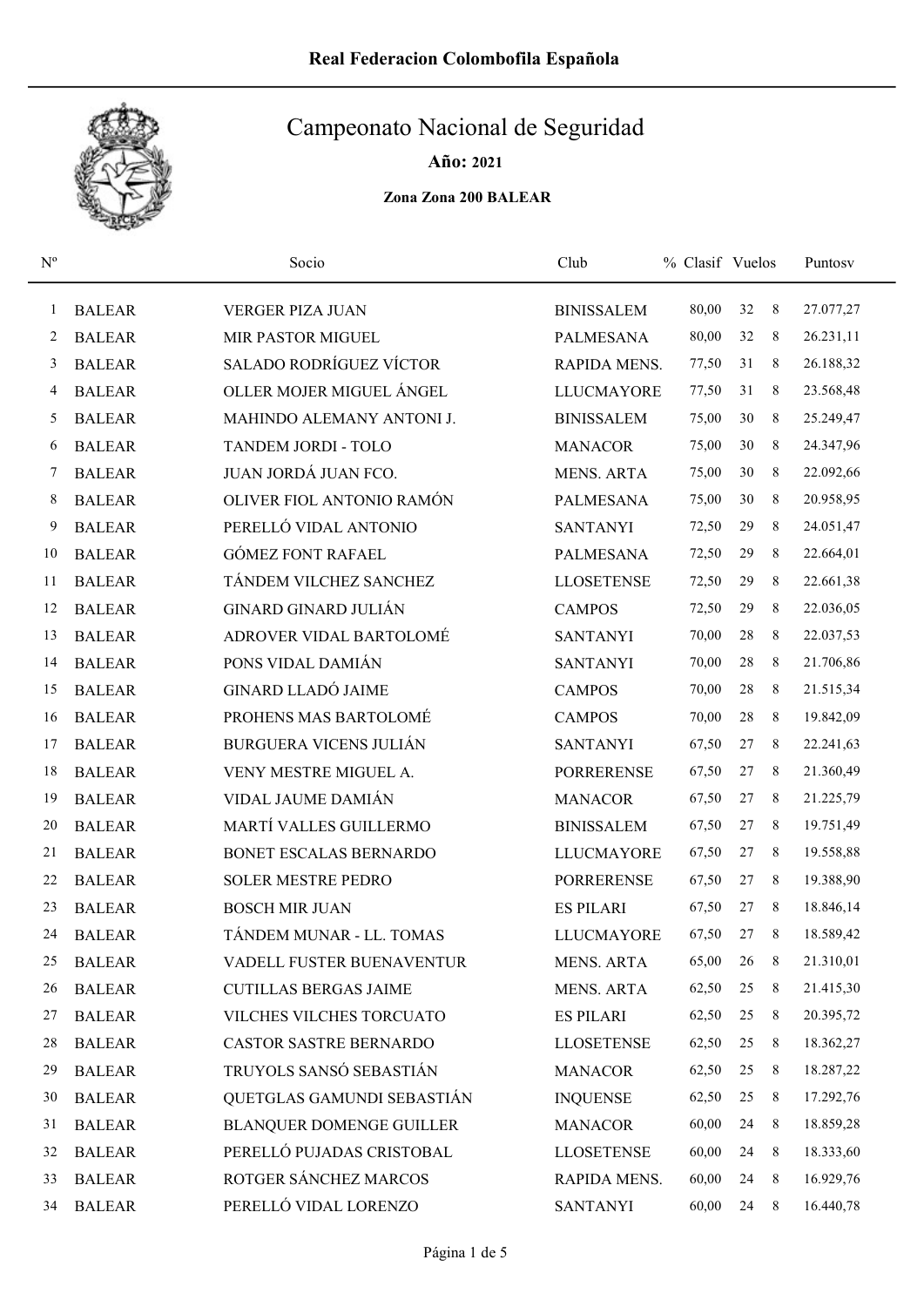Real Federacion Colombofila Española

# Campeonato Nacional de Seguridad

**Año:** 2021

**Zona Zona 200 BALEAR**

| Nº | | Socio | Club | % | Clasif | Vuelos | Puntosv |
|---|---|---|---|---|---|---|---|
| 1 | BALEAR | VERGER PIZA JUAN | BINISSALEM | 80,00 | 32 | 8 | 27.077,27 |
| 2 | BALEAR | MIR PASTOR MIGUEL | PALMESANA | 80,00 | 32 | 8 | 26.231,11 |
| 3 | BALEAR | SALADO RODRÍGUEZ VÍCTOR | RAPIDA MENS. | 77,50 | 31 | 8 | 26.188,32 |
| 4 | BALEAR | OLLER MOJER MIGUEL ÁNGEL | LLUCMAYORE | 77,50 | 31 | 8 | 23.568,48 |
| 5 | BALEAR | MAHINDO ALEMANY ANTONI J. | BINISSALEM | 75,00 | 30 | 8 | 25.249,47 |
| 6 | BALEAR | TANDEM JORDI - TOLO | MANACOR | 75,00 | 30 | 8 | 24.347,96 |
| 7 | BALEAR | JUAN JORDÁ JUAN FCO. | MENS. ARTA | 75,00 | 30 | 8 | 22.092,66 |
| 8 | BALEAR | OLIVER FIOL ANTONIO RAMÓN | PALMESANA | 75,00 | 30 | 8 | 20.958,95 |
| 9 | BALEAR | PERELLÓ VIDAL ANTONIO | SANTANYI | 72,50 | 29 | 8 | 24.051,47 |
| 10 | BALEAR | GÓMEZ FONT RAFAEL | PALMESANA | 72,50 | 29 | 8 | 22.664,01 |
| 11 | BALEAR | TÁNDEM VILCHEZ SANCHEZ | LLOSETENSE | 72,50 | 29 | 8 | 22.661,38 |
| 12 | BALEAR | GINARD GINARD JULIÁN | CAMPOS | 72,50 | 29 | 8 | 22.036,05 |
| 13 | BALEAR | ADROVER VIDAL BARTOLOMÉ | SANTANYI | 70,00 | 28 | 8 | 22.037,53 |
| 14 | BALEAR | PONS VIDAL DAMIÁN | SANTANYI | 70,00 | 28 | 8 | 21.706,86 |
| 15 | BALEAR | GINARD LLADÓ JAIME | CAMPOS | 70,00 | 28 | 8 | 21.515,34 |
| 16 | BALEAR | PROHENS MAS BARTOLOMÉ | CAMPOS | 70,00 | 28 | 8 | 19.842,09 |
| 17 | BALEAR | BURGUERA VICENS JULIÁN | SANTANYI | 67,50 | 27 | 8 | 22.241,63 |
| 18 | BALEAR | VENY MESTRE MIGUEL A. | PORRERENSE | 67,50 | 27 | 8 | 21.360,49 |
| 19 | BALEAR | VIDAL JAUME DAMIÁN | MANACOR | 67,50 | 27 | 8 | 21.225,79 |
| 20 | BALEAR | MARTÍ VALLES GUILLERMO | BINISSALEM | 67,50 | 27 | 8 | 19.751,49 |
| 21 | BALEAR | BONET ESCALAS BERNARDO | LLUCMAYORE | 67,50 | 27 | 8 | 19.558,88 |
| 22 | BALEAR | SOLER MESTRE PEDRO | PORRERENSE | 67,50 | 27 | 8 | 19.388,90 |
| 23 | BALEAR | BOSCH MIR JUAN | ES PILARI | 67,50 | 27 | 8 | 18.846,14 |
| 24 | BALEAR | TÁNDEM MUNAR - LL. TOMAS | LLUCMAYORE | 67,50 | 27 | 8 | 18.589,42 |
| 25 | BALEAR | VADELL FUSTER BUENAVENTUR | MENS. ARTA | 65,00 | 26 | 8 | 21.310,01 |
| 26 | BALEAR | CUTILLAS BERGAS JAIME | MENS. ARTA | 62,50 | 25 | 8 | 21.415,30 |
| 27 | BALEAR | VILCHES VILCHES TORCUATO | ES PILARI | 62,50 | 25 | 8 | 20.395,72 |
| 28 | BALEAR | CASTOR SASTRE BERNARDO | LLOSETENSE | 62,50 | 25 | 8 | 18.362,27 |
| 29 | BALEAR | TRUYOLS SANSÓ SEBASTIÁN | MANACOR | 62,50 | 25 | 8 | 18.287,22 |
| 30 | BALEAR | QUETGLAS GAMUNDI SEBASTIÁN | INQUENSE | 62,50 | 25 | 8 | 17.292,76 |
| 31 | BALEAR | BLANQUER DOMENGE GUILLER | MANACOR | 60,00 | 24 | 8 | 18.859,28 |
| 32 | BALEAR | PERELLÓ PUJADAS CRISTOBAL | LLOSETENSE | 60,00 | 24 | 8 | 18.333,60 |
| 33 | BALEAR | ROTGER SÁNCHEZ MARCOS | RAPIDA MENS. | 60,00 | 24 | 8 | 16.929,76 |
| 34 | BALEAR | PERELLÓ VIDAL LORENZO | SANTANYI | 60,00 | 24 | 8 | 16.440,78 |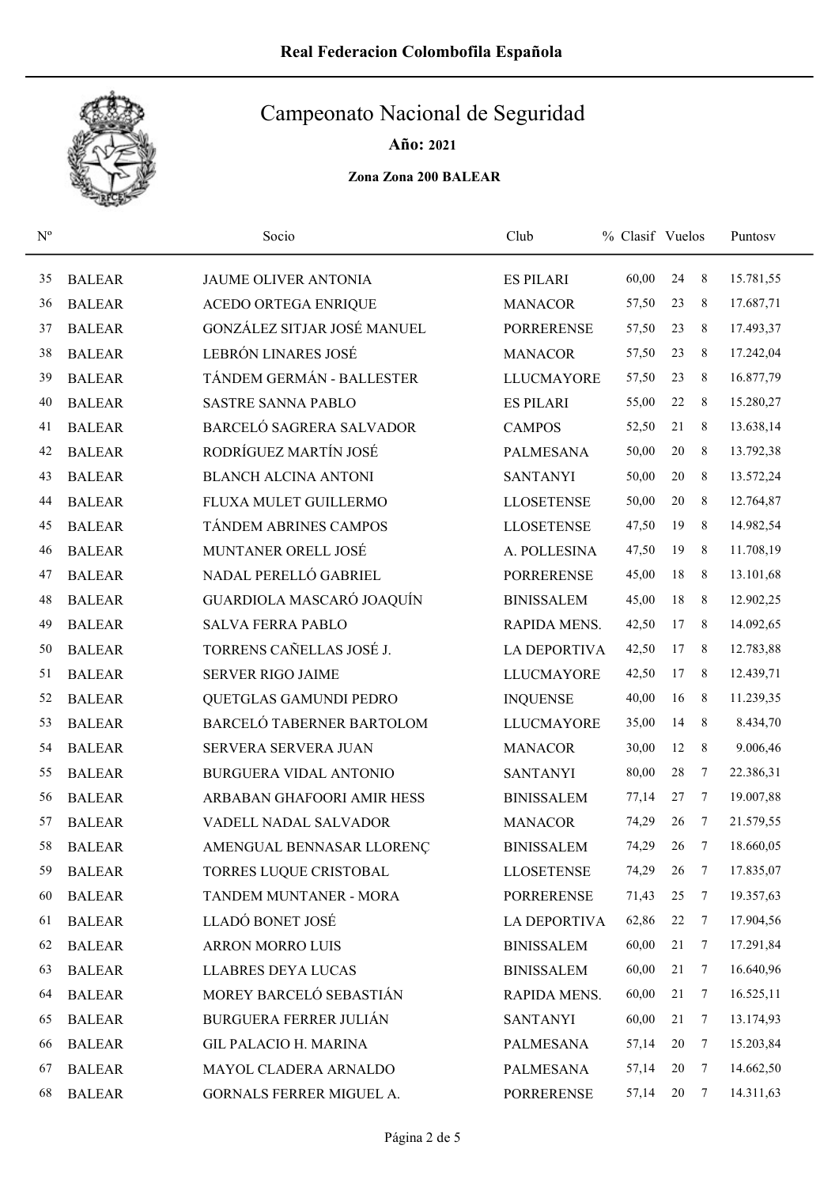# Real Federacion Colombofila Española

## Campeonato Nacional de Seguridad

**Año: 2021**

**Zona Zona 200 BALEAR**

| Nº | | Socio | Club | % Clasif | Vuelos | | Puntosv |
|---|---|---|---|---|---|---|---|
| 35 | BALEAR | JAUME OLIVER ANTONIA | ES PILARI | 60,00 | 24 | 8 | 15.781,55 |
| 36 | BALEAR | ACEDO ORTEGA ENRIQUE | MANACOR | 57,50 | 23 | 8 | 17.687,71 |
| 37 | BALEAR | GONZÁLEZ SITJAR JOSÉ MANUEL | PORRERENSE | 57,50 | 23 | 8 | 17.493,37 |
| 38 | BALEAR | LEBRÓN LINARES JOSÉ | MANACOR | 57,50 | 23 | 8 | 17.242,04 |
| 39 | BALEAR | TÁNDEM GERMÁN - BALLESTER | LLUCMAYORE | 57,50 | 23 | 8 | 16.877,79 |
| 40 | BALEAR | SASTRE SANNA PABLO | ES PILARI | 55,00 | 22 | 8 | 15.280,27 |
| 41 | BALEAR | BARCELÓ SAGRERA SALVADOR | CAMPOS | 52,50 | 21 | 8 | 13.638,14 |
| 42 | BALEAR | RODRÍGUEZ MARTÍN JOSÉ | PALMESANA | 50,00 | 20 | 8 | 13.792,38 |
| 43 | BALEAR | BLANCH ALCINA ANTONI | SANTANYI | 50,00 | 20 | 8 | 13.572,24 |
| 44 | BALEAR | FLUXA MULET GUILLERMO | LLOSETENSE | 50,00 | 20 | 8 | 12.764,87 |
| 45 | BALEAR | TÁNDEM ABRINES CAMPOS | LLOSETENSE | 47,50 | 19 | 8 | 14.982,54 |
| 46 | BALEAR | MUNTANER ORELL JOSÉ | A. POLLESINA | 47,50 | 19 | 8 | 11.708,19 |
| 47 | BALEAR | NADAL PERELLÓ GABRIEL | PORRERENSE | 45,00 | 18 | 8 | 13.101,68 |
| 48 | BALEAR | GUARDIOLA MASCARÓ JOAQUÍN | BINISSALEM | 45,00 | 18 | 8 | 12.902,25 |
| 49 | BALEAR | SALVA FERRA PABLO | RAPIDA MENS. | 42,50 | 17 | 8 | 14.092,65 |
| 50 | BALEAR | TORRENS CAÑELLAS JOSÉ J. | LA DEPORTIVA | 42,50 | 17 | 8 | 12.783,88 |
| 51 | BALEAR | SERVER RIGO JAIME | LLUCMAYORE | 42,50 | 17 | 8 | 12.439,71 |
| 52 | BALEAR | QUETGLAS GAMUNDI PEDRO | INQUENSE | 40,00 | 16 | 8 | 11.239,35 |
| 53 | BALEAR | BARCELÓ TABERNER BARTOLOM | LLUCMAYORE | 35,00 | 14 | 8 | 8.434,70 |
| 54 | BALEAR | SERVERA SERVERA JUAN | MANACOR | 30,00 | 12 | 8 | 9.006,46 |
| 55 | BALEAR | BURGUERA VIDAL ANTONIO | SANTANYI | 80,00 | 28 | 7 | 22.386,31 |
| 56 | BALEAR | ARBABAN GHAFOORI AMIR HESS | BINISSALEM | 77,14 | 27 | 7 | 19.007,88 |
| 57 | BALEAR | VADELL NADAL SALVADOR | MANACOR | 74,29 | 26 | 7 | 21.579,55 |
| 58 | BALEAR | AMENGUAL BENNASAR LLORENÇ | BINISSALEM | 74,29 | 26 | 7 | 18.660,05 |
| 59 | BALEAR | TORRES LUQUE CRISTOBAL | LLOSETENSE | 74,29 | 26 | 7 | 17.835,07 |
| 60 | BALEAR | TANDEM MUNTANER - MORA | PORRERENSE | 71,43 | 25 | 7 | 19.357,63 |
| 61 | BALEAR | LLADÓ BONET JOSÉ | LA DEPORTIVA | 62,86 | 22 | 7 | 17.904,56 |
| 62 | BALEAR | ARRON MORRO LUIS | BINISSALEM | 60,00 | 21 | 7 | 17.291,84 |
| 63 | BALEAR | LLABRES DEYA LUCAS | BINISSALEM | 60,00 | 21 | 7 | 16.640,96 |
| 64 | BALEAR | MOREY BARCELÓ SEBASTIÁN | RAPIDA MENS. | 60,00 | 21 | 7 | 16.525,11 |
| 65 | BALEAR | BURGUERA FERRER JULIÁN | SANTANYI | 60,00 | 21 | 7 | 13.174,93 |
| 66 | BALEAR | GIL PALACIO H. MARINA | PALMESANA | 57,14 | 20 | 7 | 15.203,84 |
| 67 | BALEAR | MAYOL CLADERA ARNALDO | PALMESANA | 57,14 | 20 | 7 | 14.662,50 |
| 68 | BALEAR | GORNALS FERRER MIGUEL A. | PORRERENSE | 57,14 | 20 | 7 | 14.311,63 |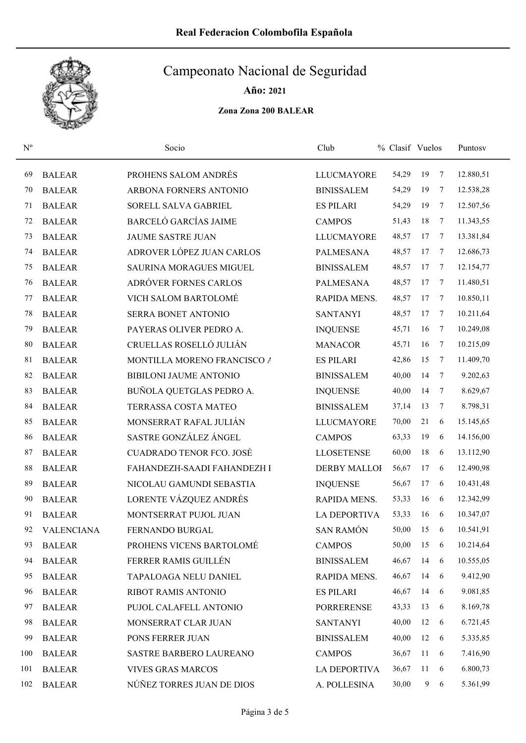Real Federacion Colombofila Española

# Campeonato Nacional de Seguridad

**Año: 2021**

**Zona Zona 200 BALEAR**

| Nº | | Socio | Club | % Clasif | | Vuelos | Puntosv |
|---|---|---|---|---|---|---|---|
| 69 | BALEAR | PROHENS SALOM ANDRÉS | LLUCMAYORE | 54,29 | 19 | 7 | 12.880,51 |
| 70 | BALEAR | ARBONA FORNERS ANTONIO | BINISSALEM | 54,29 | 19 | 7 | 12.538,28 |
| 71 | BALEAR | SORELL SALVA GABRIEL | ES PILARI | 54,29 | 19 | 7 | 12.507,56 |
| 72 | BALEAR | BARCELÓ GARCÍAS JAIME | CAMPOS | 51,43 | 18 | 7 | 11.343,55 |
| 73 | BALEAR | JAUME SASTRE JUAN | LLUCMAYORE | 48,57 | 17 | 7 | 13.381,84 |
| 74 | BALEAR | ADROVER LÓPEZ JUAN CARLOS | PALMESANA | 48,57 | 17 | 7 | 12.686,73 |
| 75 | BALEAR | SAURINA MORAGUES MIGUEL | BINISSALEM | 48,57 | 17 | 7 | 12.154,77 |
| 76 | BALEAR | ADRÓVER FORNES CARLOS | PALMESANA | 48,57 | 17 | 7 | 11.480,51 |
| 77 | BALEAR | VICH SALOM BARTOLOMÉ | RAPIDA MENS. | 48,57 | 17 | 7 | 10.850,11 |
| 78 | BALEAR | SERRA BONET ANTONIO | SANTANYI | 48,57 | 17 | 7 | 10.211,64 |
| 79 | BALEAR | PAYERAS OLIVER PEDRO A. | INQUENSE | 45,71 | 16 | 7 | 10.249,08 |
| 80 | BALEAR | CRUELLAS ROSELLÓ JULIÁN | MANACOR | 45,71 | 16 | 7 | 10.215,09 |
| 81 | BALEAR | MONTILLA MORENO FRANCISCO A | ES PILARI | 42,86 | 15 | 7 | 11.409,70 |
| 82 | BALEAR | BIBILONI JAUME ANTONIO | BINISSALEM | 40,00 | 14 | 7 | 9.202,63 |
| 83 | BALEAR | BUÑOLA QUETGLAS PEDRO A. | INQUENSE | 40,00 | 14 | 7 | 8.629,67 |
| 84 | BALEAR | TERRASSA COSTA MATEO | BINISSALEM | 37,14 | 13 | 7 | 8.798,31 |
| 85 | BALEAR | MONSERRAT RAFAL JULIÁN | LLUCMAYORE | 70,00 | 21 | 6 | 15.145,65 |
| 86 | BALEAR | SASTRE GONZÁLEZ ÁNGEL | CAMPOS | 63,33 | 19 | 6 | 14.156,00 |
| 87 | BALEAR | CUADRADO TENOR FCO. JOSÉ | LLOSETENSE | 60,00 | 18 | 6 | 13.112,90 |
| 88 | BALEAR | FAHANDEZH-SAADI FAHANDEZH I | DERBY MALLOI | 56,67 | 17 | 6 | 12.490,98 |
| 89 | BALEAR | NICOLAU GAMUNDI SEBASTIA | INQUENSE | 56,67 | 17 | 6 | 10.431,48 |
| 90 | BALEAR | LORENTE VÁZQUEZ ANDRÉS | RAPIDA MENS. | 53,33 | 16 | 6 | 12.342,99 |
| 91 | BALEAR | MONTSERRAT PUJOL JUAN | LA DEPORTIVA | 53,33 | 16 | 6 | 10.347,07 |
| 92 | VALENCIANA | FERNANDO BURGAL | SAN RAMÓN | 50,00 | 15 | 6 | 10.541,91 |
| 93 | BALEAR | PROHENS VICENS BARTOLOMÉ | CAMPOS | 50,00 | 15 | 6 | 10.214,64 |
| 94 | BALEAR | FERRER RAMIS GUILLÉN | BINISSALEM | 46,67 | 14 | 6 | 10.555,05 |
| 95 | BALEAR | TAPALOAGA NELU DANIEL | RAPIDA MENS. | 46,67 | 14 | 6 | 9.412,90 |
| 96 | BALEAR | RIBOT RAMIS ANTONIO | ES PILARI | 46,67 | 14 | 6 | 9.081,85 |
| 97 | BALEAR | PUJOL CALAFELL ANTONIO | PORRERENSE | 43,33 | 13 | 6 | 8.169,78 |
| 98 | BALEAR | MONSERRAT CLAR JUAN | SANTANYI | 40,00 | 12 | 6 | 6.721,45 |
| 99 | BALEAR | PONS FERRER JUAN | BINISSALEM | 40,00 | 12 | 6 | 5.335,85 |
| 100 | BALEAR | SASTRE BARBERO LAUREANO | CAMPOS | 36,67 | 11 | 6 | 7.416,90 |
| 101 | BALEAR | VIVES GRAS MARCOS | LA DEPORTIVA | 36,67 | 11 | 6 | 6.800,73 |
| 102 | BALEAR | NÚÑEZ TORRES JUAN DE DIOS | A. POLLESINA | 30,00 | 9 | 6 | 5.361,99 |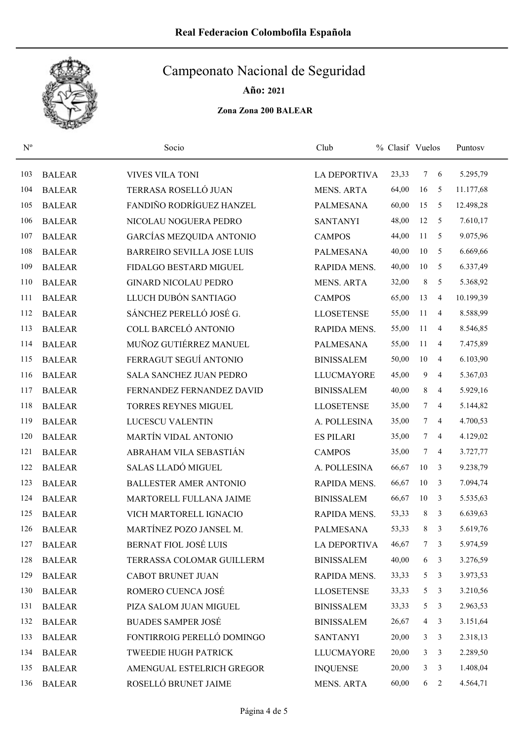# Real Federacion Colombofila Española

## Campeonato Nacional de Seguridad

**Año: 2021**

**Zona Zona 200 BALEAR**

| Nº | | Socio | Club | % Clasif | Vuelos | | Puntosv |
|---|---|---|---|---|---|---|---|
| 103 | BALEAR | VIVES VILA TONI | LA DEPORTIVA | 23,33 | 7 | 6 | 5.295,79 |
| 104 | BALEAR | TERRASA ROSELLÓ JUAN | MENS. ARTA | 64,00 | 16 | 5 | 11.177,68 |
| 105 | BALEAR | FANDIÑO RODRÍGUEZ HANZEL | PALMESANA | 60,00 | 15 | 5 | 12.498,28 |
| 106 | BALEAR | NICOLAU NOGUERA PEDRO | SANTANYI | 48,00 | 12 | 5 | 7.610,17 |
| 107 | BALEAR | GARCÍAS MEZQUIDA ANTONIO | CAMPOS | 44,00 | 11 | 5 | 9.075,96 |
| 108 | BALEAR | BARREIRO SEVILLA JOSE LUIS | PALMESANA | 40,00 | 10 | 5 | 6.669,66 |
| 109 | BALEAR | FIDALGO BESTARD MIGUEL | RAPIDA MENS. | 40,00 | 10 | 5 | 6.337,49 |
| 110 | BALEAR | GINARD NICOLAU PEDRO | MENS. ARTA | 32,00 | 8 | 5 | 5.368,92 |
| 111 | BALEAR | LLUCH DUBÓN SANTIAGO | CAMPOS | 65,00 | 13 | 4 | 10.199,39 |
| 112 | BALEAR | SÁNCHEZ PERELLÓ JOSÉ G. | LLOSETENSE | 55,00 | 11 | 4 | 8.588,99 |
| 113 | BALEAR | COLL BARCELÓ ANTONIO | RAPIDA MENS. | 55,00 | 11 | 4 | 8.546,85 |
| 114 | BALEAR | MUÑOZ GUTIÉRREZ MANUEL | PALMESANA | 55,00 | 11 | 4 | 7.475,89 |
| 115 | BALEAR | FERRAGUT SEGUÍ ANTONIO | BINISSALEM | 50,00 | 10 | 4 | 6.103,90 |
| 116 | BALEAR | SALA SANCHEZ JUAN PEDRO | LLUCMAYORE | 45,00 | 9 | 4 | 5.367,03 |
| 117 | BALEAR | FERNANDEZ FERNANDEZ DAVID | BINISSALEM | 40,00 | 8 | 4 | 5.929,16 |
| 118 | BALEAR | TORRES REYNES MIGUEL | LLOSETENSE | 35,00 | 7 | 4 | 5.144,82 |
| 119 | BALEAR | LUCESCU VALENTIN | A. POLLESINA | 35,00 | 7 | 4 | 4.700,53 |
| 120 | BALEAR | MARTÍN VIDAL ANTONIO | ES PILARI | 35,00 | 7 | 4 | 4.129,02 |
| 121 | BALEAR | ABRAHAM VILA SEBASTIÁN | CAMPOS | 35,00 | 7 | 4 | 3.727,77 |
| 122 | BALEAR | SALAS LLADÓ MIGUEL | A. POLLESINA | 66,67 | 10 | 3 | 9.238,79 |
| 123 | BALEAR | BALLESTER AMER ANTONIO | RAPIDA MENS. | 66,67 | 10 | 3 | 7.094,74 |
| 124 | BALEAR | MARTORELL FULLANA JAIME | BINISSALEM | 66,67 | 10 | 3 | 5.535,63 |
| 125 | BALEAR | VICH MARTORELL IGNACIO | RAPIDA MENS. | 53,33 | 8 | 3 | 6.639,63 |
| 126 | BALEAR | MARTÍNEZ POZO JANSEL M. | PALMESANA | 53,33 | 8 | 3 | 5.619,76 |
| 127 | BALEAR | BERNAT FIOL JOSÉ LUIS | LA DEPORTIVA | 46,67 | 7 | 3 | 5.974,59 |
| 128 | BALEAR | TERRASSA COLOMAR GUILLERM | BINISSALEM | 40,00 | 6 | 3 | 3.276,59 |
| 129 | BALEAR | CABOT BRUNET JUAN | RAPIDA MENS. | 33,33 | 5 | 3 | 3.973,53 |
| 130 | BALEAR | ROMERO CUENCA JOSÉ | LLOSETENSE | 33,33 | 5 | 3 | 3.210,56 |
| 131 | BALEAR | PIZA SALOM JUAN MIGUEL | BINISSALEM | 33,33 | 5 | 3 | 2.963,53 |
| 132 | BALEAR | BUADES SAMPER JOSÉ | BINISSALEM | 26,67 | 4 | 3 | 3.151,64 |
| 133 | BALEAR | FONTIRROIG PERELLÓ DOMINGO | SANTANYI | 20,00 | 3 | 3 | 2.318,13 |
| 134 | BALEAR | TWEEDIE HUGH PATRICK | LLUCMAYORE | 20,00 | 3 | 3 | 2.289,50 |
| 135 | BALEAR | AMENGUAL ESTELRICH GREGOR | INQUENSE | 20,00 | 3 | 3 | 1.408,04 |
| 136 | BALEAR | ROSELLÓ BRUNET JAIME | MENS. ARTA | 60,00 | 6 | 2 | 4.564,71 |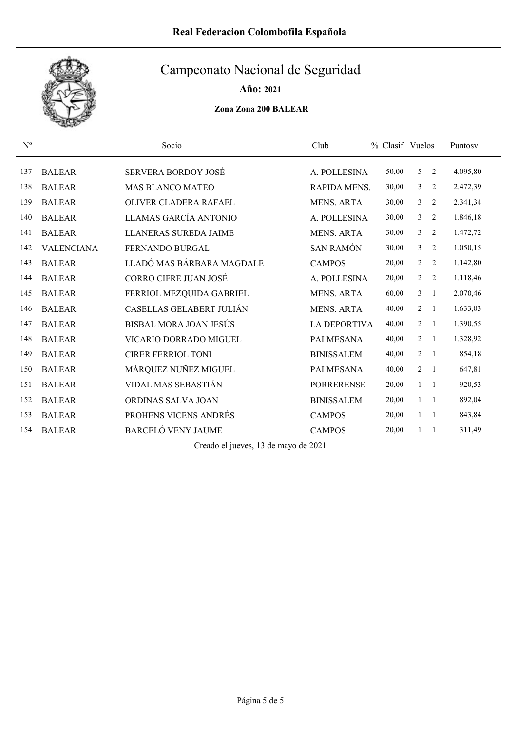# Real Federacion Colombofila Española

## Campeonato Nacional de Seguridad

**Año: 2021**

**Zona Zona 200 BALEAR**

| Nº | | Socio | Club | % Clasif | Vuelos | | Puntosv |
|---|---|---|---|---|---|---|---|
| 137 | BALEAR | SERVERA BORDOY JOSÉ | A. POLLESINA | 50,00 | 5 | 2 | 4.095,80 |
| 138 | BALEAR | MAS BLANCO MATEO | RAPIDA MENS. | 30,00 | 3 | 2 | 2.472,39 |
| 139 | BALEAR | OLIVER CLADERA RAFAEL | MENS. ARTA | 30,00 | 3 | 2 | 2.341,34 |
| 140 | BALEAR | LLAMAS GARCÍA ANTONIO | A. POLLESINA | 30,00 | 3 | 2 | 1.846,18 |
| 141 | BALEAR | LLANERAS SUREDA JAIME | MENS. ARTA | 30,00 | 3 | 2 | 1.472,72 |
| 142 | VALENCIANA | FERNANDO BURGAL | SAN RAMÓN | 30,00 | 3 | 2 | 1.050,15 |
| 143 | BALEAR | LLADÓ MAS BÁRBARA MAGDALE | CAMPOS | 20,00 | 2 | 2 | 1.142,80 |
| 144 | BALEAR | CORRO CIFRE JUAN JOSÉ | A. POLLESINA | 20,00 | 2 | 2 | 1.118,46 |
| 145 | BALEAR | FERRIOL MEZQUIDA GABRIEL | MENS. ARTA | 60,00 | 3 | 1 | 2.070,46 |
| 146 | BALEAR | CASELLAS GELABERT JULIÁN | MENS. ARTA | 40,00 | 2 | 1 | 1.633,03 |
| 147 | BALEAR | BISBAL MORA JOAN JESÚS | LA DEPORTIVA | 40,00 | 2 | 1 | 1.390,55 |
| 148 | BALEAR | VICARIO DORRADO MIGUEL | PALMESANA | 40,00 | 2 | 1 | 1.328,92 |
| 149 | BALEAR | CIRER FERRIOL TONI | BINISSALEM | 40,00 | 2 | 1 | 854,18 |
| 150 | BALEAR | MÁRQUEZ NÚÑEZ MIGUEL | PALMESANA | 40,00 | 2 | 1 | 647,81 |
| 151 | BALEAR | VIDAL MAS SEBASTIÁN | PORRERENSE | 20,00 | 1 | 1 | 920,53 |
| 152 | BALEAR | ORDINAS SALVA JOAN | BINISSALEM | 20,00 | 1 | 1 | 892,04 |
| 153 | BALEAR | PROHENS VICENS ANDRÉS | CAMPOS | 20,00 | 1 | 1 | 843,84 |
| 154 | BALEAR | BARCELÓ VENY JAUME | CAMPOS | 20,00 | 1 | 1 | 311,49 |

Creado el jueves, 13 de mayo de 2021